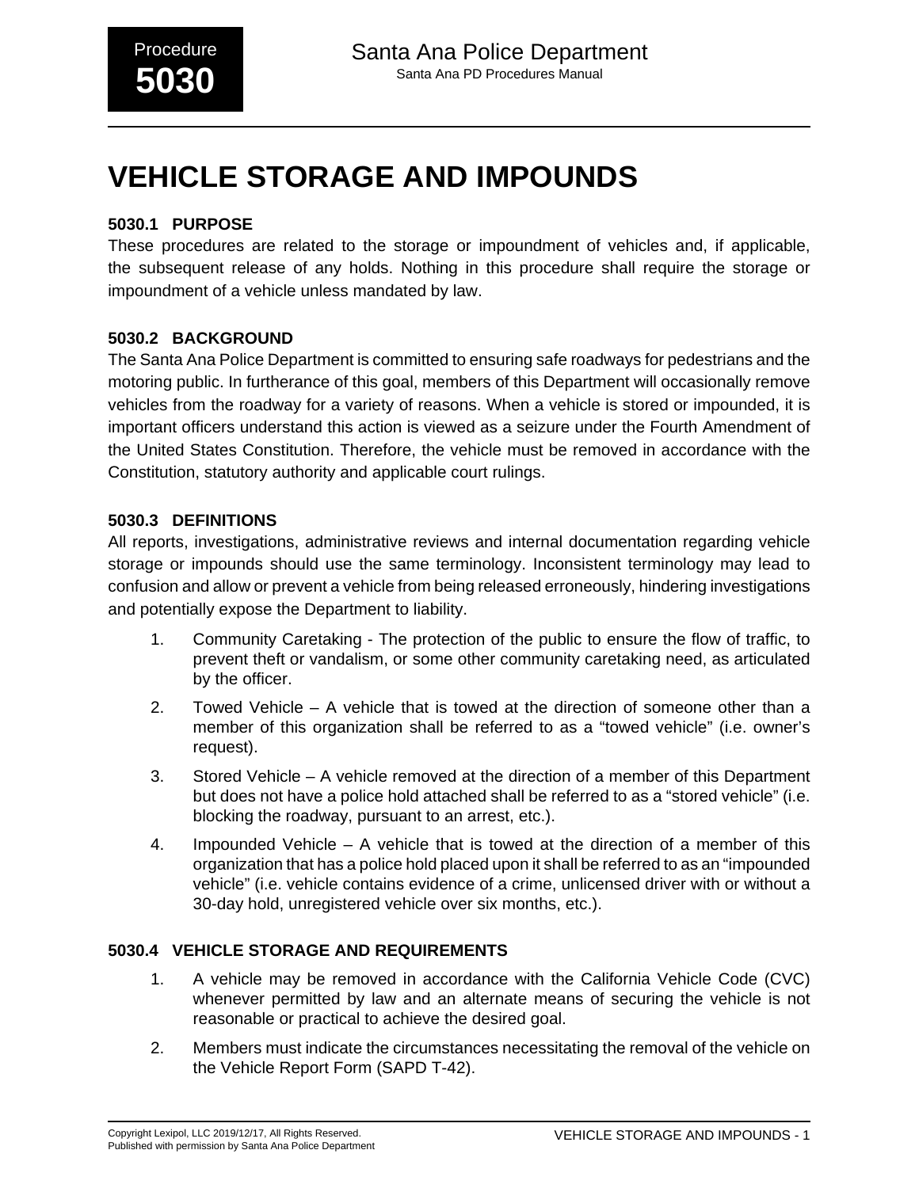# VEHICLE STORAGE AND IMPOUNDS

## 5030.1 PURPOSE

These procedures are related to the storage or impoundment of vehicles and, if applicable, the subsequent release of any holds. Nothing in this procedure shall require the storage or impoundment of a vehicle unless mandated by law.

## 5030.2 BACKGROUND

The Santa Ana Police Department is committed to ensuring safe roadways for pedestrians and the motoring public. In furtherance of this goal, members of this Department will occasionally remove vehicles from the roadway for a variety of reasons. When a vehicle is stored or impounded, it is important officers understand this action is viewed as a seizure under the Fourth Amendment of the United States Constitution. Therefore, the vehicle must be removed in accordance with the Constitution, statutory authority and applicable court rulings.

## 5030.3 DEFINITIONS

All reports, investigations, administrative reviews and internal documentation regarding vehicle storage or impounds should use the same terminology. Inconsistent terminology may lead to confusion and allow or prevent a vehicle from being released erroneously, hindering investigations and potentially expose the Department to liability.

1. Community Caretaking - The protection of the public to ensure the flow of traffic, to prevent theft or vandalism, or some other community caretaking need, as articulated by the officer.
2. Towed Vehicle – A vehicle that is towed at the direction of someone other than a member of this organization shall be referred to as a "towed vehicle" (i.e. owner's request).
3. Stored Vehicle – A vehicle removed at the direction of a member of this Department but does not have a police hold attached shall be referred to as a "stored vehicle" (i.e. blocking the roadway, pursuant to an arrest, etc.).
4. Impounded Vehicle – A vehicle that is towed at the direction of a member of this organization that has a police hold placed upon it shall be referred to as an "impounded vehicle" (i.e. vehicle contains evidence of a crime, unlicensed driver with or without a 30-day hold, unregistered vehicle over six months, etc.).

## 5030.4 VEHICLE STORAGE AND REQUIREMENTS

1. A vehicle may be removed in accordance with the California Vehicle Code (CVC) whenever permitted by law and an alternate means of securing the vehicle is not reasonable or practical to achieve the desired goal.
2. Members must indicate the circumstances necessitating the removal of the vehicle on the Vehicle Report Form (SAPD T-42).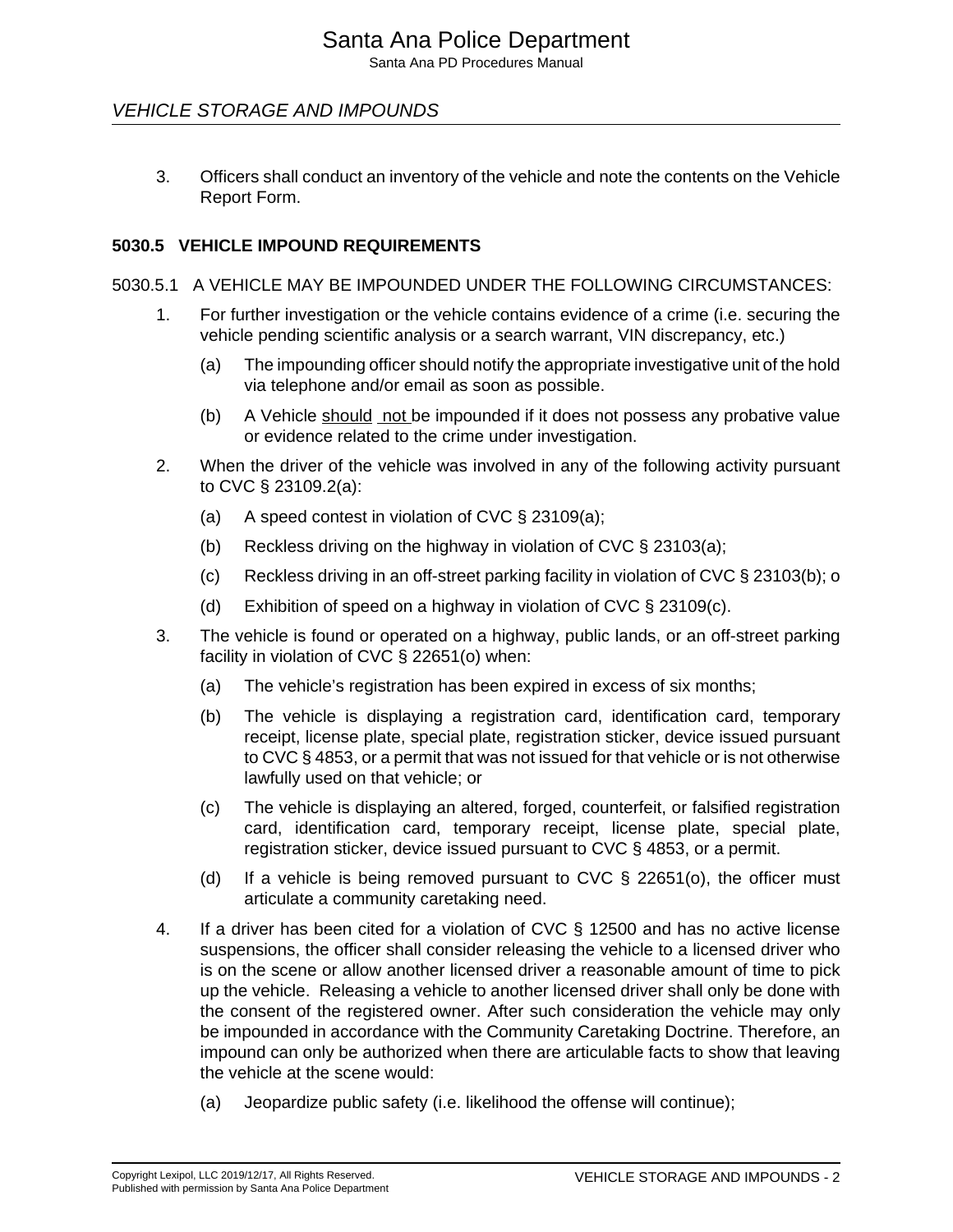3. Officers shall conduct an inventory of the vehicle and note the contents on the Vehicle Report Form.

## 5030.5 VEHICLE IMPOUND REQUIREMENTS

5030.5.1 A VEHICLE MAY BE IMPOUNDED UNDER THE FOLLOWING CIRCUMSTANCES:

1. For further investigation or the vehicle contains evidence of a crime (i.e. securing the vehicle pending scientific analysis or a search warrant, VIN discrepancy, etc.)
   (a) The impounding officer should notify the appropriate investigative unit of the hold via telephone and/or email as soon as possible.
   (b) A Vehicle should not be impounded if it does not possess any probative value or evidence related to the crime under investigation.
2. When the driver of the vehicle was involved in any of the following activity pursuant to CVC § 23109.2(a):
   (a) A speed contest in violation of CVC § 23109(a);
   (b) Reckless driving on the highway in violation of CVC § 23103(a);
   (c) Reckless driving in an off-street parking facility in violation of CVC § 23103(b); o
   (d) Exhibition of speed on a highway in violation of CVC § 23109(c).
3. The vehicle is found or operated on a highway, public lands, or an off-street parking facility in violation of CVC § 22651(o) when:
   (a) The vehicle's registration has been expired in excess of six months;
   (b) The vehicle is displaying a registration card, identification card, temporary receipt, license plate, special plate, registration sticker, device issued pursuant to CVC § 4853, or a permit that was not issued for that vehicle or is not otherwise lawfully used on that vehicle; or
   (c) The vehicle is displaying an altered, forged, counterfeit, or falsified registration card, identification card, temporary receipt, license plate, special plate, registration sticker, device issued pursuant to CVC § 4853, or a permit.
   (d) If a vehicle is being removed pursuant to CVC § 22651(o), the officer must articulate a community caretaking need.
4. If a driver has been cited for a violation of CVC § 12500 and has no active license suspensions, the officer shall consider releasing the vehicle to a licensed driver who is on the scene or allow another licensed driver a reasonable amount of time to pick up the vehicle. Releasing a vehicle to another licensed driver shall only be done with the consent of the registered owner. After such consideration the vehicle may only be impounded in accordance with the Community Caretaking Doctrine. Therefore, an impound can only be authorized when there are articulable facts to show that leaving the vehicle at the scene would:
   (a) Jeopardize public safety (i.e. likelihood the offense will continue);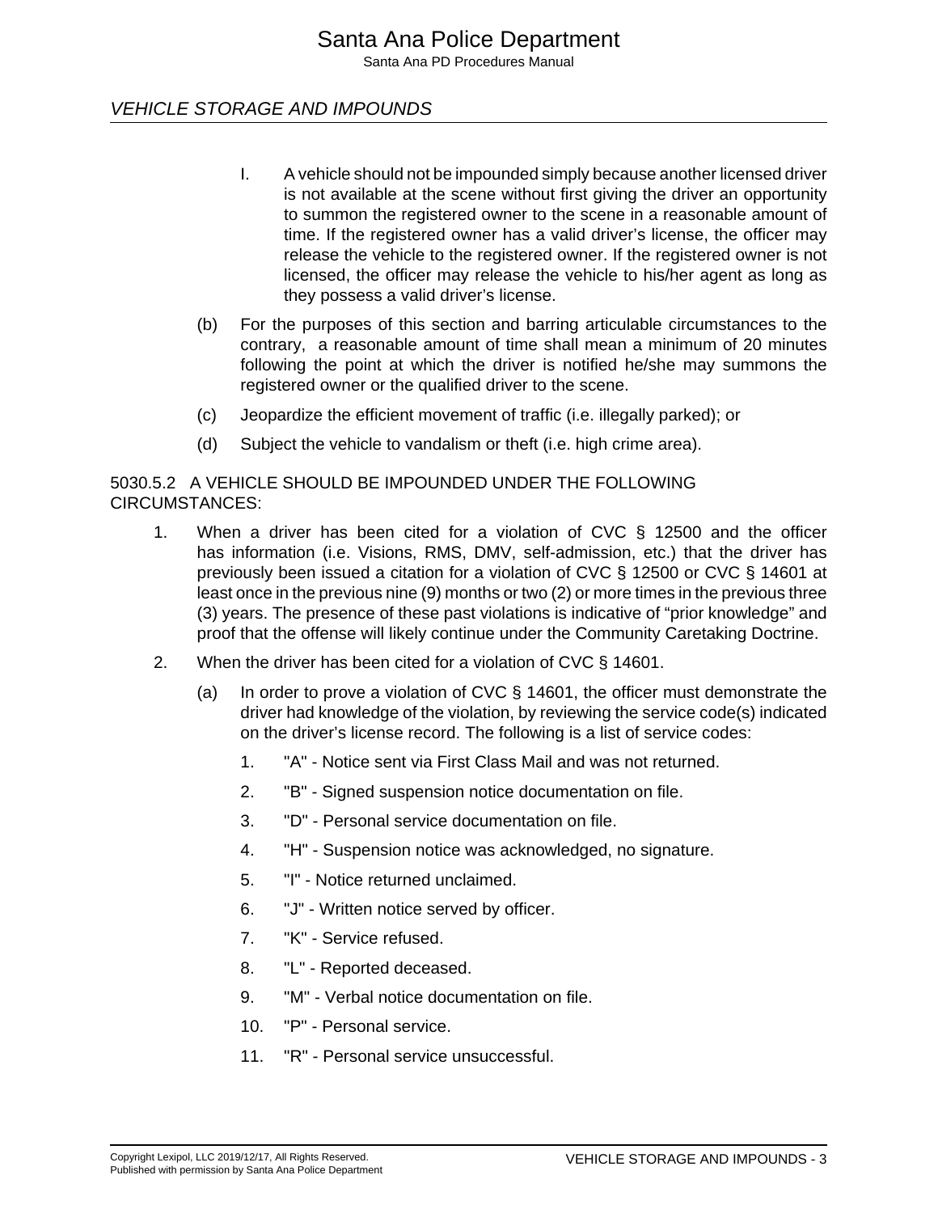I. A vehicle should not be impounded simply because another licensed driver is not available at the scene without first giving the driver an opportunity to summon the registered owner to the scene in a reasonable amount of time. If the registered owner has a valid driver's license, the officer may release the vehicle to the registered owner. If the registered owner is not licensed, the officer may release the vehicle to his/her agent as long as they possess a valid driver's license.

(b) For the purposes of this section and barring articulable circumstances to the contrary, a reasonable amount of time shall mean a minimum of 20 minutes following the point at which the driver is notified he/she may summons the registered owner or the qualified driver to the scene.

(c) Jeopardize the efficient movement of traffic (i.e. illegally parked); or

(d) Subject the vehicle to vandalism or theft (i.e. high crime area).

5030.5.2 A VEHICLE SHOULD BE IMPOUNDED UNDER THE FOLLOWING CIRCUMSTANCES:

1. When a driver has been cited for a violation of CVC § 12500 and the officer has information (i.e. Visions, RMS, DMV, self-admission, etc.) that the driver has previously been issued a citation for a violation of CVC § 12500 or CVC § 14601 at least once in the previous nine (9) months or two (2) or more times in the previous three (3) years. The presence of these past violations is indicative of "prior knowledge" and proof that the offense will likely continue under the Community Caretaking Doctrine.

2. When the driver has been cited for a violation of CVC § 14601.

   (a) In order to prove a violation of CVC § 14601, the officer must demonstrate the driver had knowledge of the violation, by reviewing the service code(s) indicated on the driver's license record. The following is a list of service codes:

      1. "A" - Notice sent via First Class Mail and was not returned.
      2. "B" - Signed suspension notice documentation on file.
      3. "D" - Personal service documentation on file.
      4. "H" - Suspension notice was acknowledged, no signature.
      5. "I" - Notice returned unclaimed.
      6. "J" - Written notice served by officer.
      7. "K" - Service refused.
      8. "L" - Reported deceased.
      9. "M" - Verbal notice documentation on file.
      10. "P" - Personal service.
      11. "R" - Personal service unsuccessful.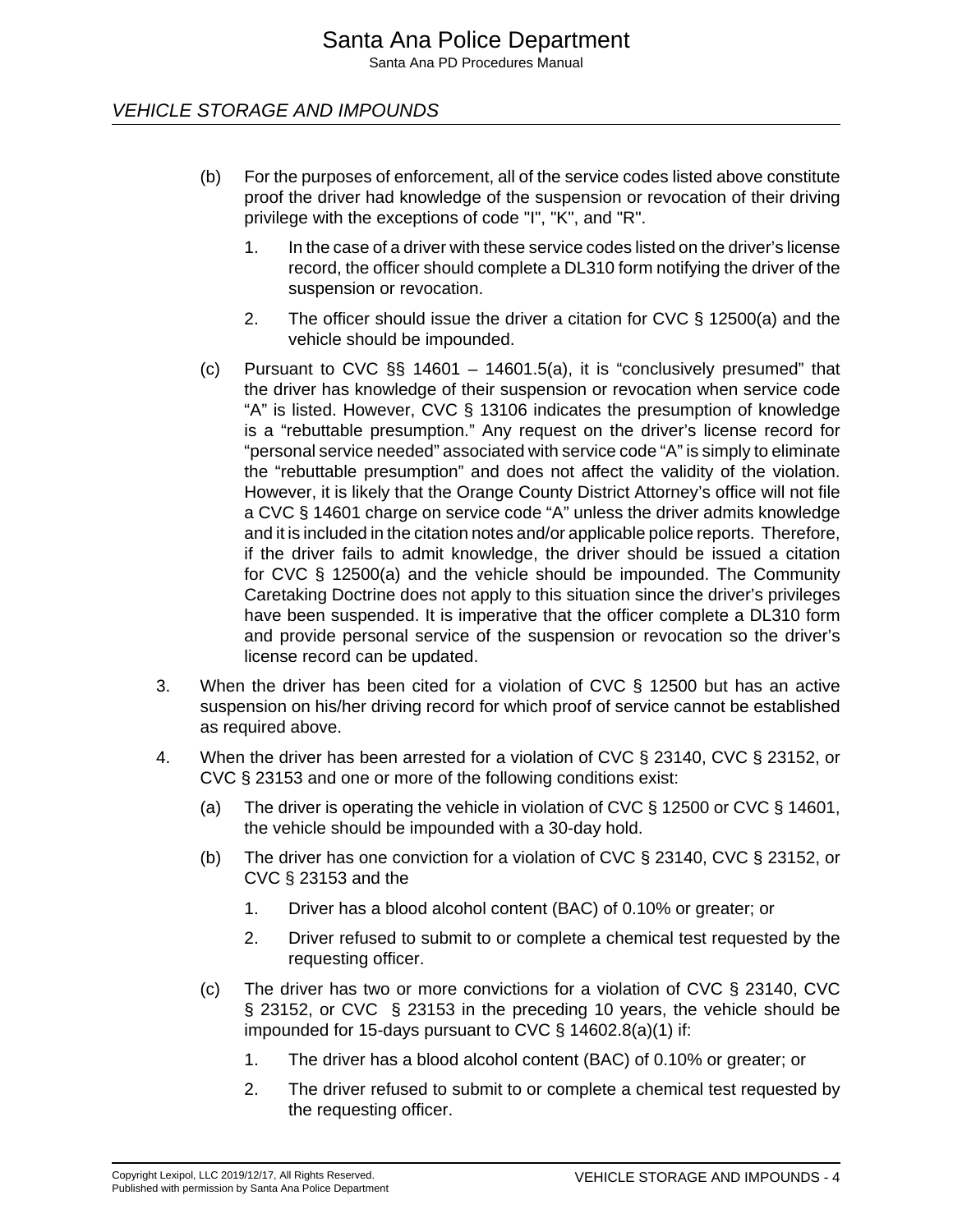(b) For the purposes of enforcement, all of the service codes listed above constitute proof the driver had knowledge of the suspension or revocation of their driving privilege with the exceptions of code "I", "K", and "R".

   1. In the case of a driver with these service codes listed on the driver's license record, the officer should complete a DL310 form notifying the driver of the suspension or revocation.

   2. The officer should issue the driver a citation for CVC § 12500(a) and the vehicle should be impounded.

(c) Pursuant to CVC §§ 14601 – 14601.5(a), it is "conclusively presumed" that the driver has knowledge of their suspension or revocation when service code "A" is listed. However, CVC § 13106 indicates the presumption of knowledge is a "rebuttable presumption." Any request on the driver's license record for "personal service needed" associated with service code "A" is simply to eliminate the "rebuttable presumption" and does not affect the validity of the violation. However, it is likely that the Orange County District Attorney's office will not file a CVC § 14601 charge on service code "A" unless the driver admits knowledge and it is included in the citation notes and/or applicable police reports. Therefore, if the driver fails to admit knowledge, the driver should be issued a citation for CVC § 12500(a) and the vehicle should be impounded. The Community Caretaking Doctrine does not apply to this situation since the driver's privileges have been suspended. It is imperative that the officer complete a DL310 form and provide personal service of the suspension or revocation so the driver's license record can be updated.

3. When the driver has been cited for a violation of CVC § 12500 but has an active suspension on his/her driving record for which proof of service cannot be established as required above.

4. When the driver has been arrested for a violation of CVC § 23140, CVC § 23152, or CVC § 23153 and one or more of the following conditions exist:

   (a) The driver is operating the vehicle in violation of CVC § 12500 or CVC § 14601, the vehicle should be impounded with a 30-day hold.

   (b) The driver has one conviction for a violation of CVC § 23140, CVC § 23152, or CVC § 23153 and the

      1. Driver has a blood alcohol content (BAC) of 0.10% or greater; or

      2. Driver refused to submit to or complete a chemical test requested by the requesting officer.

   (c) The driver has two or more convictions for a violation of CVC § 23140, CVC § 23152, or CVC § 23153 in the preceding 10 years, the vehicle should be impounded for 15-days pursuant to CVC § 14602.8(a)(1) if:

      1. The driver has a blood alcohol content (BAC) of 0.10% or greater; or

      2. The driver refused to submit to or complete a chemical test requested by the requesting officer.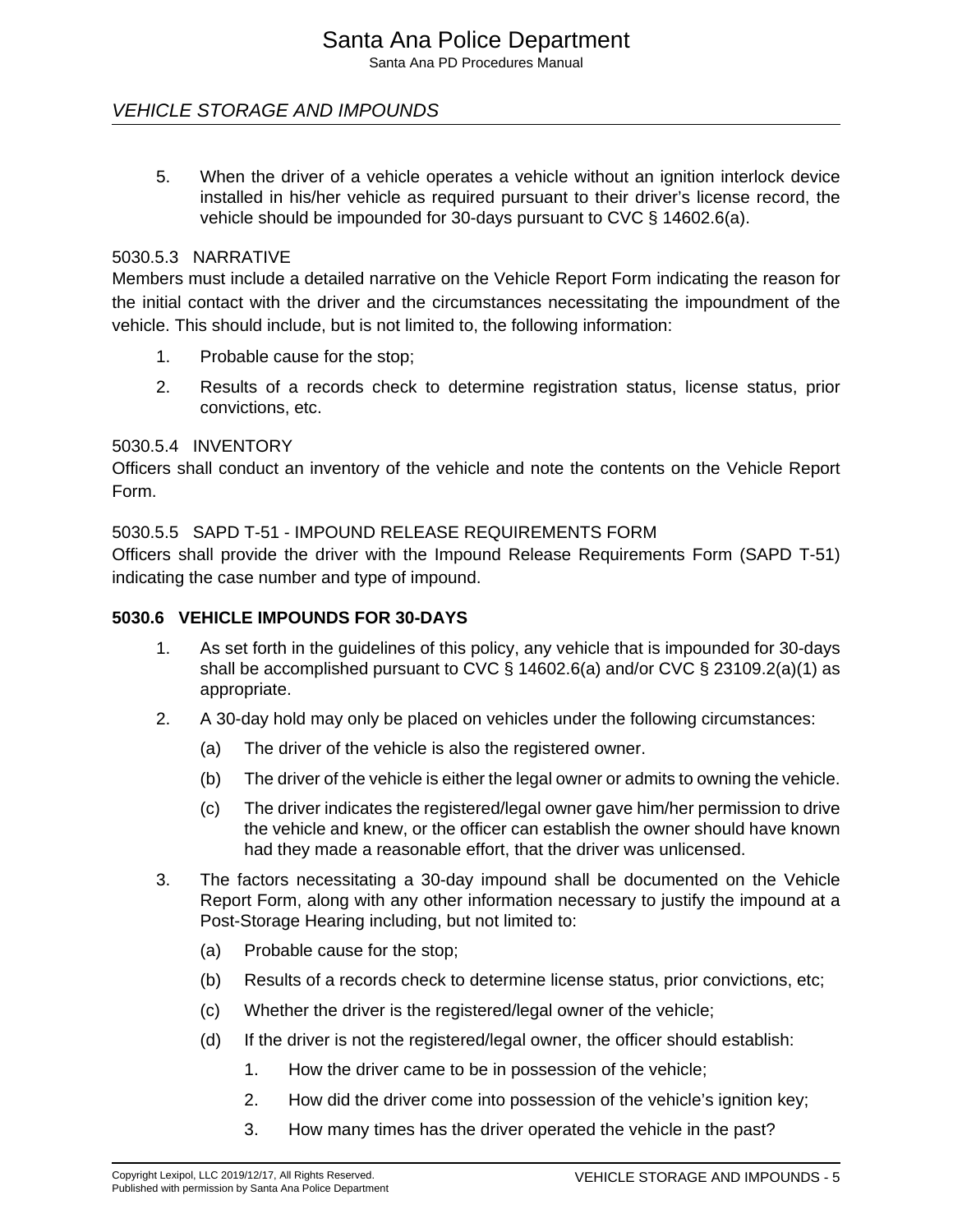5. When the driver of a vehicle operates a vehicle without an ignition interlock device installed in his/her vehicle as required pursuant to their driver's license record, the vehicle should be impounded for 30-days pursuant to CVC § 14602.6(a).

### 5030.5.3 NARRATIVE

Members must include a detailed narrative on the Vehicle Report Form indicating the reason for the initial contact with the driver and the circumstances necessitating the impoundment of the vehicle. This should include, but is not limited to, the following information:

1. Probable cause for the stop;
2. Results of a records check to determine registration status, license status, prior convictions, etc.

### 5030.5.4 INVENTORY

Officers shall conduct an inventory of the vehicle and note the contents on the Vehicle Report Form.

### 5030.5.5 SAPD T-51 - IMPOUND RELEASE REQUIREMENTS FORM

Officers shall provide the driver with the Impound Release Requirements Form (SAPD T-51) indicating the case number and type of impound.

## 5030.6 VEHICLE IMPOUNDS FOR 30-DAYS

1. As set forth in the guidelines of this policy, any vehicle that is impounded for 30-days shall be accomplished pursuant to CVC § 14602.6(a) and/or CVC § 23109.2(a)(1) as appropriate.
2. A 30-day hold may only be placed on vehicles under the following circumstances:
   (a) The driver of the vehicle is also the registered owner.
   (b) The driver of the vehicle is either the legal owner or admits to owning the vehicle.
   (c) The driver indicates the registered/legal owner gave him/her permission to drive the vehicle and knew, or the officer can establish the owner should have known had they made a reasonable effort, that the driver was unlicensed.
3. The factors necessitating a 30-day impound shall be documented on the Vehicle Report Form, along with any other information necessary to justify the impound at a Post-Storage Hearing including, but not limited to:
   (a) Probable cause for the stop;
   (b) Results of a records check to determine license status, prior convictions, etc;
   (c) Whether the driver is the registered/legal owner of the vehicle;
   (d) If the driver is not the registered/legal owner, the officer should establish:
      1. How the driver came to be in possession of the vehicle;
      2. How did the driver come into possession of the vehicle's ignition key;
      3. How many times has the driver operated the vehicle in the past?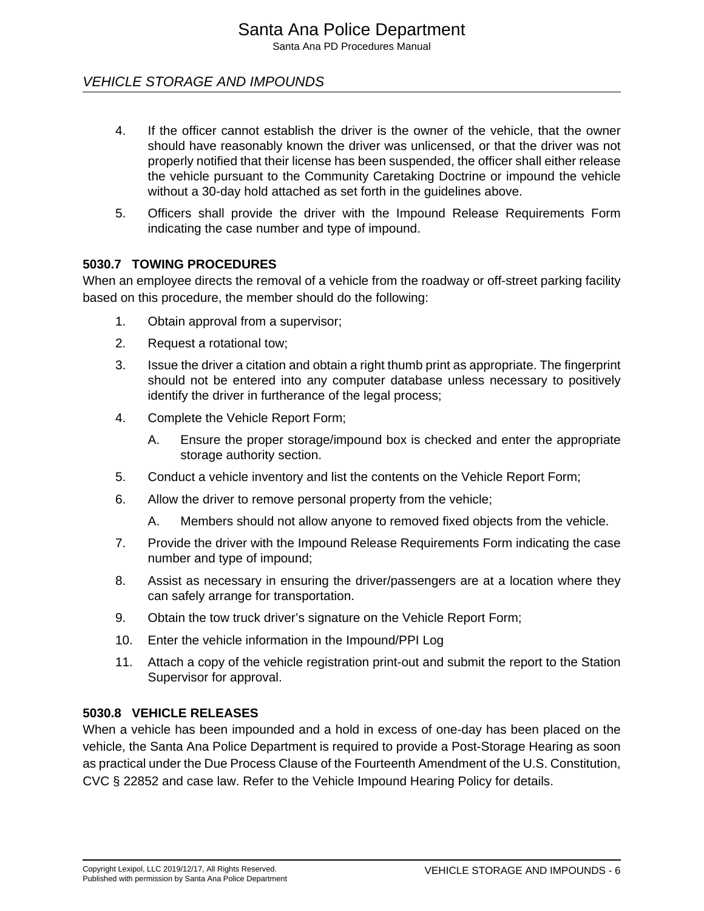4. If the officer cannot establish the driver is the owner of the vehicle, that the owner should have reasonably known the driver was unlicensed, or that the driver was not properly notified that their license has been suspended, the officer shall either release the vehicle pursuant to the Community Caretaking Doctrine or impound the vehicle without a 30-day hold attached as set forth in the guidelines above.
5. Officers shall provide the driver with the Impound Release Requirements Form indicating the case number and type of impound.

### 5030.7 TOWING PROCEDURES

When an employee directs the removal of a vehicle from the roadway or off-street parking facility based on this procedure, the member should do the following:

1. Obtain approval from a supervisor;
2. Request a rotational tow;
3. Issue the driver a citation and obtain a right thumb print as appropriate. The fingerprint should not be entered into any computer database unless necessary to positively identify the driver in furtherance of the legal process;
4. Complete the Vehicle Report Form;
   A. Ensure the proper storage/impound box is checked and enter the appropriate storage authority section.
5. Conduct a vehicle inventory and list the contents on the Vehicle Report Form;
6. Allow the driver to remove personal property from the vehicle;
   A. Members should not allow anyone to removed fixed objects from the vehicle.
7. Provide the driver with the Impound Release Requirements Form indicating the case number and type of impound;
8. Assist as necessary in ensuring the driver/passengers are at a location where they can safely arrange for transportation.
9. Obtain the tow truck driver's signature on the Vehicle Report Form;
10. Enter the vehicle information in the Impound/PPI Log
11. Attach a copy of the vehicle registration print-out and submit the report to the Station Supervisor for approval.

### 5030.8 VEHICLE RELEASES

When a vehicle has been impounded and a hold in excess of one-day has been placed on the vehicle, the Santa Ana Police Department is required to provide a Post-Storage Hearing as soon as practical under the Due Process Clause of the Fourteenth Amendment of the U.S. Constitution, CVC § 22852 and case law. Refer to the Vehicle Impound Hearing Policy for details.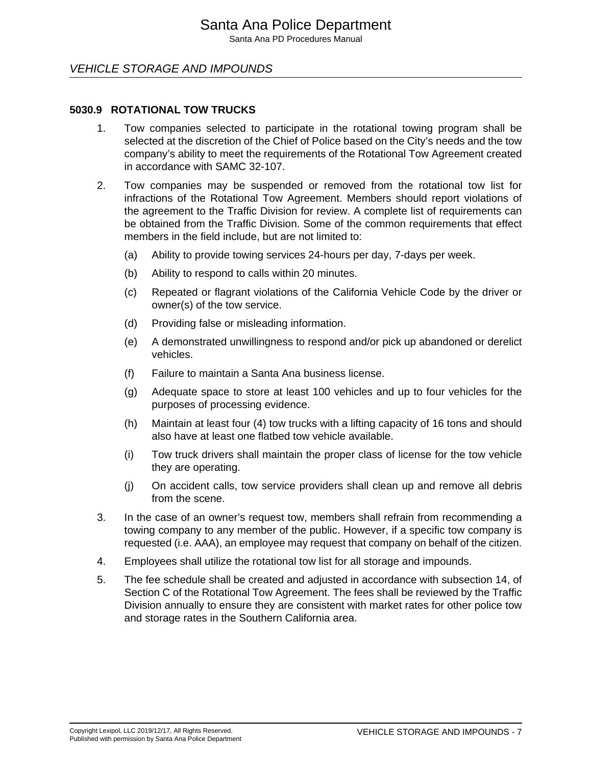### 5030.9 ROTATIONAL TOW TRUCKS

1. Tow companies selected to participate in the rotational towing program shall be selected at the discretion of the Chief of Police based on the City's needs and the tow company's ability to meet the requirements of the Rotational Tow Agreement created in accordance with SAMC 32-107.

2. Tow companies may be suspended or removed from the rotational tow list for infractions of the Rotational Tow Agreement. Members should report violations of the agreement to the Traffic Division for review. A complete list of requirements can be obtained from the Traffic Division. Some of the common requirements that effect members in the field include, but are not limited to:

   (a) Ability to provide towing services 24-hours per day, 7-days per week.

   (b) Ability to respond to calls within 20 minutes.

   (c) Repeated or flagrant violations of the California Vehicle Code by the driver or owner(s) of the tow service.

   (d) Providing false or misleading information.

   (e) A demonstrated unwillingness to respond and/or pick up abandoned or derelict vehicles.

   (f) Failure to maintain a Santa Ana business license.

   (g) Adequate space to store at least 100 vehicles and up to four vehicles for the purposes of processing evidence.

   (h) Maintain at least four (4) tow trucks with a lifting capacity of 16 tons and should also have at least one flatbed tow vehicle available.

   (i) Tow truck drivers shall maintain the proper class of license for the tow vehicle they are operating.

   (j) On accident calls, tow service providers shall clean up and remove all debris from the scene.

3. In the case of an owner's request tow, members shall refrain from recommending a towing company to any member of the public. However, if a specific tow company is requested (i.e. AAA), an employee may request that company on behalf of the citizen.

4. Employees shall utilize the rotational tow list for all storage and impounds.

5. The fee schedule shall be created and adjusted in accordance with subsection 14, of Section C of the Rotational Tow Agreement. The fees shall be reviewed by the Traffic Division annually to ensure they are consistent with market rates for other police tow and storage rates in the Southern California area.